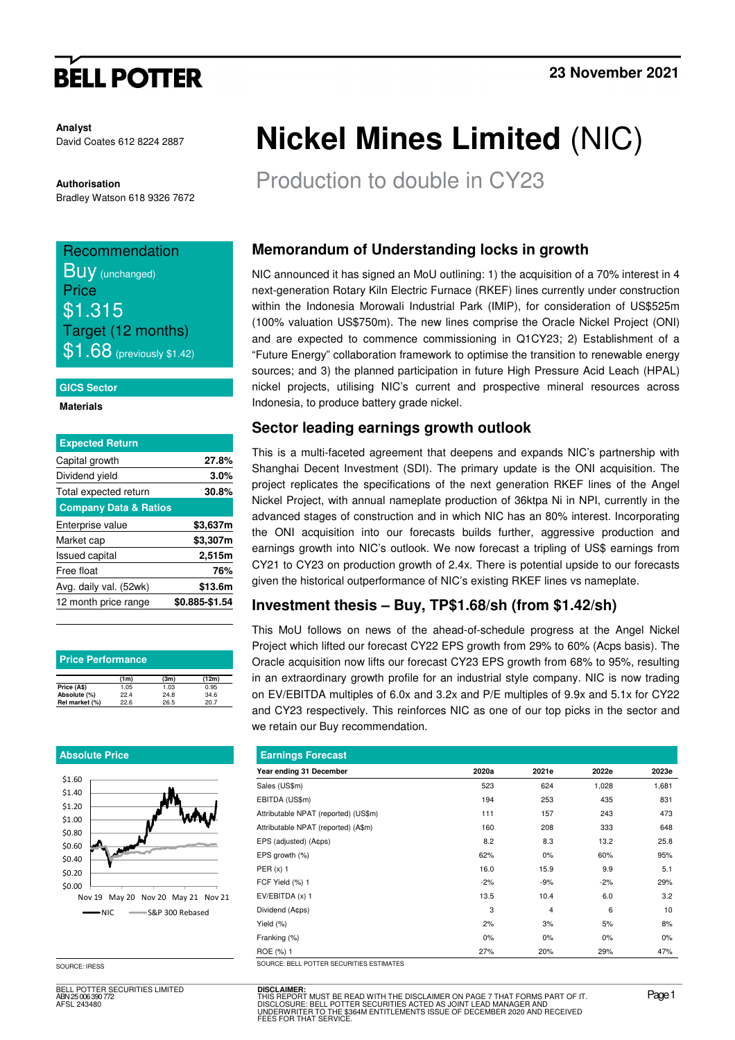**BELL POTTER**

**23 November 2021**

**Analyst**
David Coates 612 8224 2887

**Authorisation**
Bradley Watson 618 9326 7672

# Nickel Mines Limited (NIC)

## Production to double in CY23

**Recommendation**
**Buy** (unchanged)
**Price**
**$1.315**
**Target (12 months)**
**$1.68** (previously $1.42)

**GICS Sector**

**Materials**

| Expected Return | |
|---|---|
| Capital growth | **27.8%** |
| Dividend yield | **3.0%** |
| Total expected return | **30.8%** |

| Company Data & Ratios | |
|---|---|
| Enterprise value | **$3,637m** |
| Market cap | **$3,307m** |
| Issued capital | **2,515m** |
| Free float | **76%** |
| Avg. daily val. (52wk) | **$13.6m** |
| 12 month price range | **$0.885-$1.54** |

**Price Performance**

| | (1m) | (3m) | (12m) |
|---|---|---|---|
| Price (A$) | 1.05 | 1.03 | 0.95 |
| Absolute (%) | 22.4 | 24.8 | 34.6 |
| Rel market (%) | 22.6 | 26.5 | 20.7 |

**Absolute Price**

SOURCE: IRESS

## Memorandum of Understanding locks in growth

NIC announced it has signed an MoU outlining: 1) the acquisition of a 70% interest in 4 next-generation Rotary Kiln Electric Furnace (RKEF) lines currently under construction within the Indonesia Morowali Industrial Park (IMIP), for consideration of US$525m (100% valuation US$750m). The new lines comprise the Oracle Nickel Project (ONI) and are expected to commence commissioning in Q1CY23; 2) Establishment of a "Future Energy" collaboration framework to optimise the transition to renewable energy sources; and 3) the planned participation in future High Pressure Acid Leach (HPAL) nickel projects, utilising NIC's current and prospective mineral resources across Indonesia, to produce battery grade nickel.

## Sector leading earnings growth outlook

This is a multi-faceted agreement that deepens and expands NIC's partnership with Shanghai Decent Investment (SDI). The primary update is the ONI acquisition. The project replicates the specifications of the next generation RKEF lines of the Angel Nickel Project, with annual nameplate production of 36ktpa Ni in NPI, currently in the advanced stages of construction and in which NIC has an 80% interest. Incorporating the ONI acquisition into our forecasts builds further, aggressive production and earnings growth into NIC's outlook. We now forecast a tripling of US$ earnings from CY21 to CY23 on production growth of 2.4x. There is potential upside to our forecasts given the historical outperformance of NIC's existing RKEF lines vs nameplate.

## Investment thesis – Buy, TP$1.68/sh (from $1.42/sh)

This MoU follows on news of the ahead-of-schedule progress at the Angel Nickel Project which lifted our forecast CY22 EPS growth from 29% to 60% (Acps basis). The Oracle acquisition now lifts our forecast CY23 EPS growth from 68% to 95%, resulting in an extraordinary growth profile for an industrial style company. NIC is now trading on EV/EBITDA multiples of 6.0x and 3.2x and P/E multiples of 9.9x and 5.1x for CY22 and CY23 respectively. This reinforces NIC as one of our top picks in the sector and we retain our Buy recommendation.

**Earnings Forecast**

| Year ending 31 December | 2020a | 2021e | 2022e | 2023e |
|---|---|---|---|---|
| Sales (US$m) | 523 | 624 | 1,028 | 1,681 |
| EBITDA (US$m) | 194 | 253 | 435 | 831 |
| Attributable NPAT (reported) (US$m) | 111 | 157 | 243 | 473 |
| Attributable NPAT (reported) (A$m) | 160 | 208 | 333 | 648 |
| EPS (adjusted) (A¢ps) | 8.2 | 8.3 | 13.2 | 25.8 |
| EPS growth (%) | 62% | 0% | 60% | 95% |
| PER (x) 1 | 16.0 | 15.9 | 9.9 | 5.1 |
| FCF Yield (%) 1 | -2% | -9% | -2% | 29% |
| EV/EBITDA (x) 1 | 13.5 | 10.4 | 6.0 | 3.2 |
| Dividend (A¢ps) | 3 | 4 | 6 | 10 |
| Yield (%) | 2% | 3% | 5% | 8% |
| Franking (%) | 0% | 0% | 0% | 0% |
| ROE (%) 1 | 27% | 20% | 29% | 47% |

SOURCE: BELL POTTER SECURITIES ESTIMATES

BELL POTTER SECURITIES LIMITED
ABN 25 006 390 772
AFSL 243480

**DISCLAIMER:**
THIS REPORT MUST BE READ WITH THE DISCLAIMER ON PAGE 7 THAT FORMS PART OF IT.
DISCLOSURE: BELL POTTER SECURITIES ACTED AS JOINT LEAD MANAGER AND UNDERWRITER TO THE $364M ENTITLEMENTS ISSUE OF DECEMBER 2020 AND RECEIVED FEES FOR THAT SERVICE.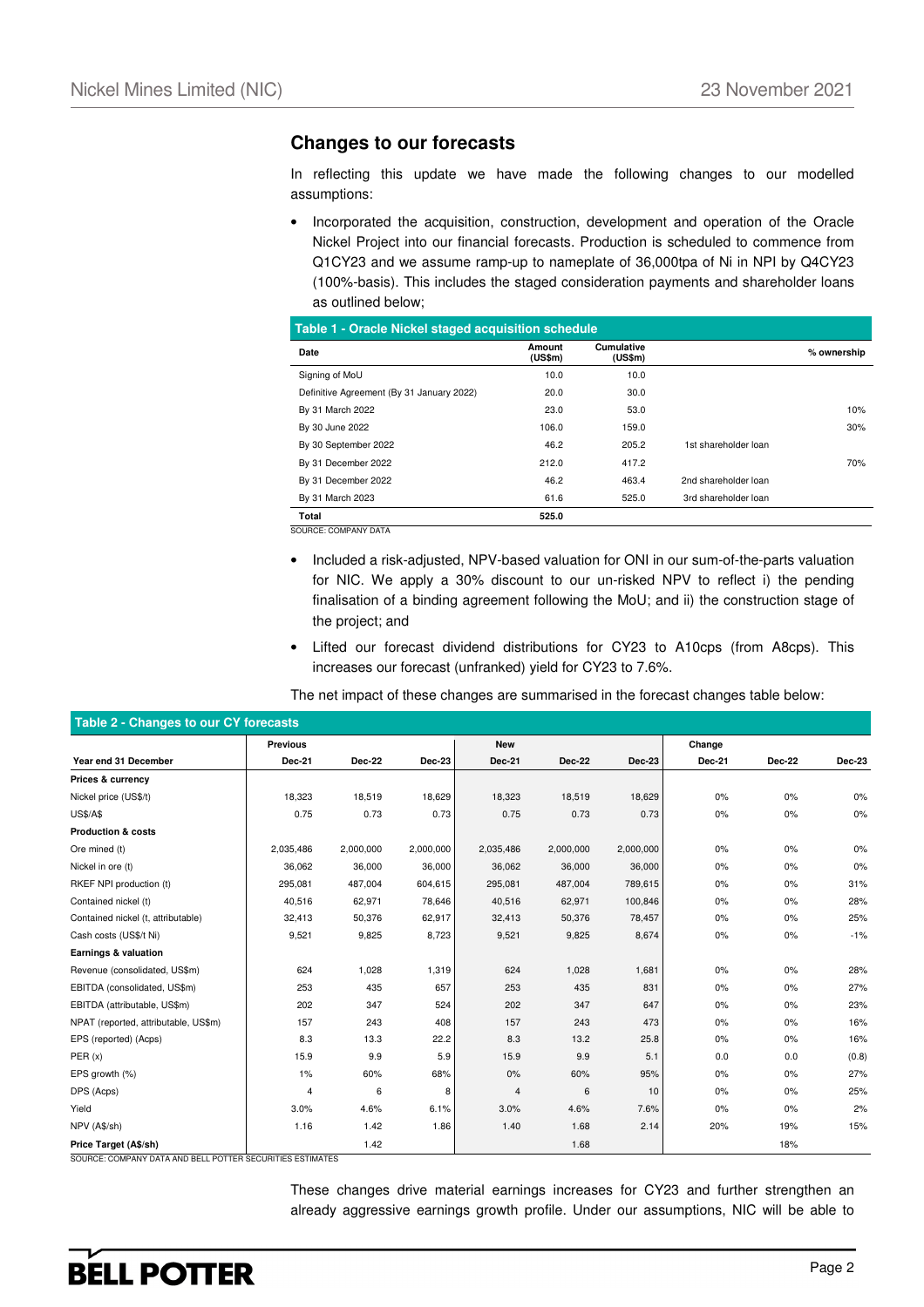## Changes to our forecasts

In reflecting this update we have made the following changes to our modelled assumptions:

- Incorporated the acquisition, construction, development and operation of the Oracle Nickel Project into our financial forecasts. Production is scheduled to commence from Q1CY23 and we assume ramp-up to nameplate of 36,000tpa of Ni in NPI by Q4CY23 (100%-basis). This includes the staged consideration payments and shareholder loans as outlined below;

**Table 1 - Oracle Nickel staged acquisition schedule**

| Date | Amount (US$m) | Cumulative (US$m) | | % ownership |
|---|---|---|---|---|
| Signing of MoU | 10.0 | 10.0 | | |
| Definitive Agreement (By 31 January 2022) | 20.0 | 30.0 | | |
| By 31 March 2022 | 23.0 | 53.0 | | 10% |
| By 30 June 2022 | 106.0 | 159.0 | | 30% |
| By 30 September 2022 | 46.2 | 205.2 | 1st shareholder loan | |
| By 31 December 2022 | 212.0 | 417.2 | | 70% |
| By 31 December 2022 | 46.2 | 463.4 | 2nd shareholder loan | |
| By 31 March 2023 | 61.6 | 525.0 | 3rd shareholder loan | |
| **Total** | **525.0** | | | |

SOURCE: COMPANY DATA

- Included a risk-adjusted, NPV-based valuation for ONI in our sum-of-the-parts valuation for NIC. We apply a 30% discount to our un-risked NPV to reflect i) the pending finalisation of a binding agreement following the MoU; and ii) the construction stage of the project; and
- Lifted our forecast dividend distributions for CY23 to A10cps (from A8cps). This increases our forecast (unfranked) yield for CY23 to 7.6%.

The net impact of these changes are summarised in the forecast changes table below:

**Table 2 - Changes to our CY forecasts**

| | Previous | | | New | | | Change | | |
|---|---|---|---|---|---|---|---|---|---|
| **Year end 31 December** | **Dec-21** | **Dec-22** | **Dec-23** | **Dec-21** | **Dec-22** | **Dec-23** | **Dec-21** | **Dec-22** | **Dec-23** |
| **Prices & currency** | | | | | | | | | |
| Nickel price (US$/t) | 18,323 | 18,519 | 18,629 | 18,323 | 18,519 | 18,629 | 0% | 0% | 0% |
| US$/A$ | 0.75 | 0.73 | 0.73 | 0.75 | 0.73 | 0.73 | 0% | 0% | 0% |
| **Production & costs** | | | | | | | | | |
| Ore mined (t) | 2,035,486 | 2,000,000 | 2,000,000 | 2,035,486 | 2,000,000 | 2,000,000 | 0% | 0% | 0% |
| Nickel in ore (t) | 36,062 | 36,000 | 36,000 | 36,062 | 36,000 | 36,000 | 0% | 0% | 0% |
| RKEF NPI production (t) | 295,081 | 487,004 | 604,615 | 295,081 | 487,004 | 789,615 | 0% | 0% | 31% |
| Contained nickel (t) | 40,516 | 62,971 | 78,646 | 40,516 | 62,971 | 100,846 | 0% | 0% | 28% |
| Contained nickel (t, attributable) | 32,413 | 50,376 | 62,917 | 32,413 | 50,376 | 78,457 | 0% | 0% | 25% |
| Cash costs (US$/t Ni) | 9,521 | 9,825 | 8,723 | 9,521 | 9,825 | 8,674 | 0% | 0% | -1% |
| **Earnings & valuation** | | | | | | | | | |
| Revenue (consolidated, US$m) | 624 | 1,028 | 1,319 | 624 | 1,028 | 1,681 | 0% | 0% | 28% |
| EBITDA (consolidated, US$m) | 253 | 435 | 657 | 253 | 435 | 831 | 0% | 0% | 27% |
| EBITDA (attributable, US$m) | 202 | 347 | 524 | 202 | 347 | 647 | 0% | 0% | 23% |
| NPAT (reported, attributable, US$m) | 157 | 243 | 408 | 157 | 243 | 473 | 0% | 0% | 16% |
| EPS (reported) (Acps) | 8.3 | 13.3 | 22.2 | 8.3 | 13.2 | 25.8 | 0% | 0% | 16% |
| PER (x) | 15.9 | 9.9 | 5.9 | 15.9 | 9.9 | 5.1 | 0.0 | 0.0 | (0.8) |
| EPS growth (%) | 1% | 60% | 68% | 0% | 60% | 95% | 0% | 0% | 27% |
| DPS (Acps) | 4 | 6 | 8 | 4 | 6 | 10 | 0% | 0% | 25% |
| Yield | 3.0% | 4.6% | 6.1% | 3.0% | 4.6% | 7.6% | 0% | 0% | 2% |
| NPV (A$/sh) | 1.16 | 1.42 | 1.86 | 1.40 | 1.68 | 2.14 | 20% | 19% | 15% |
| **Price Target (A$/sh)** | | 1.42 | | | 1.68 | | | 18% | |

SOURCE: COMPANY DATA AND BELL POTTER SECURITIES ESTIMATES

These changes drive material earnings increases for CY23 and further strengthen an already aggressive earnings growth profile. Under our assumptions, NIC will be able to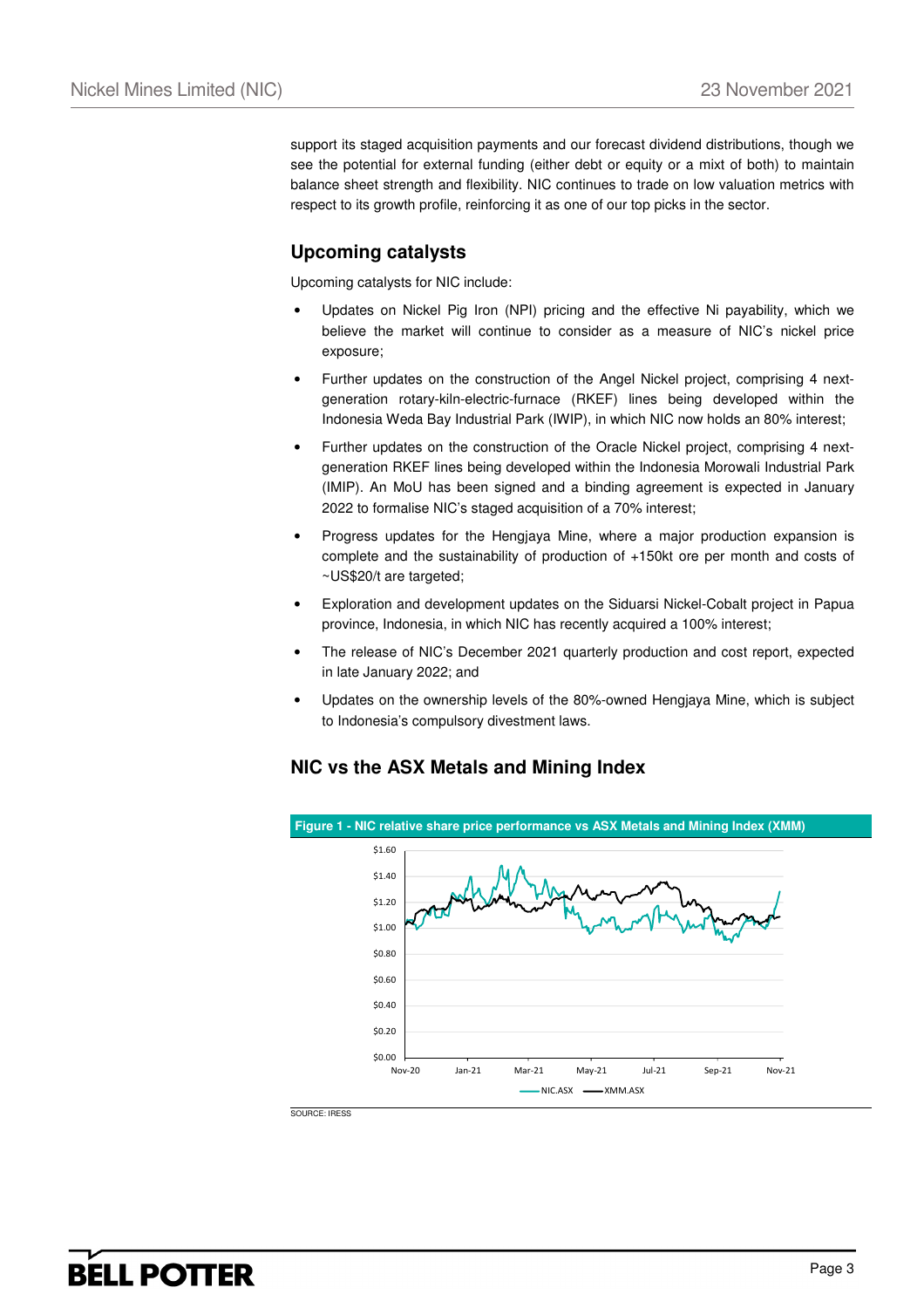support its staged acquisition payments and our forecast dividend distributions, though we see the potential for external funding (either debt or equity or a mixt of both) to maintain balance sheet strength and flexibility. NIC continues to trade on low valuation metrics with respect to its growth profile, reinforcing it as one of our top picks in the sector.

## Upcoming catalysts

Upcoming catalysts for NIC include:

- Updates on Nickel Pig Iron (NPI) pricing and the effective Ni payability, which we believe the market will continue to consider as a measure of NIC's nickel price exposure;
- Further updates on the construction of the Angel Nickel project, comprising 4 next-generation rotary-kiln-electric-furnace (RKEF) lines being developed within the Indonesia Weda Bay Industrial Park (IWIP), in which NIC now holds an 80% interest;
- Further updates on the construction of the Oracle Nickel project, comprising 4 next-generation RKEF lines being developed within the Indonesia Morowali Industrial Park (IMIP). An MoU has been signed and a binding agreement is expected in January 2022 to formalise NIC's staged acquisition of a 70% interest;
- Progress updates for the Hengjaya Mine, where a major production expansion is complete and the sustainability of production of +150kt ore per month and costs of ~US$20/t are targeted;
- Exploration and development updates on the Siduarsi Nickel-Cobalt project in Papua province, Indonesia, in which NIC has recently acquired a 100% interest;
- The release of NIC's December 2021 quarterly production and cost report, expected in late January 2022; and
- Updates on the ownership levels of the 80%-owned Hengjaya Mine, which is subject to Indonesia's compulsory divestment laws.

## NIC vs the ASX Metals and Mining Index

**Figure 1 - NIC relative share price performance vs ASX Metals and Mining Index (XMM)**

SOURCE: IRESS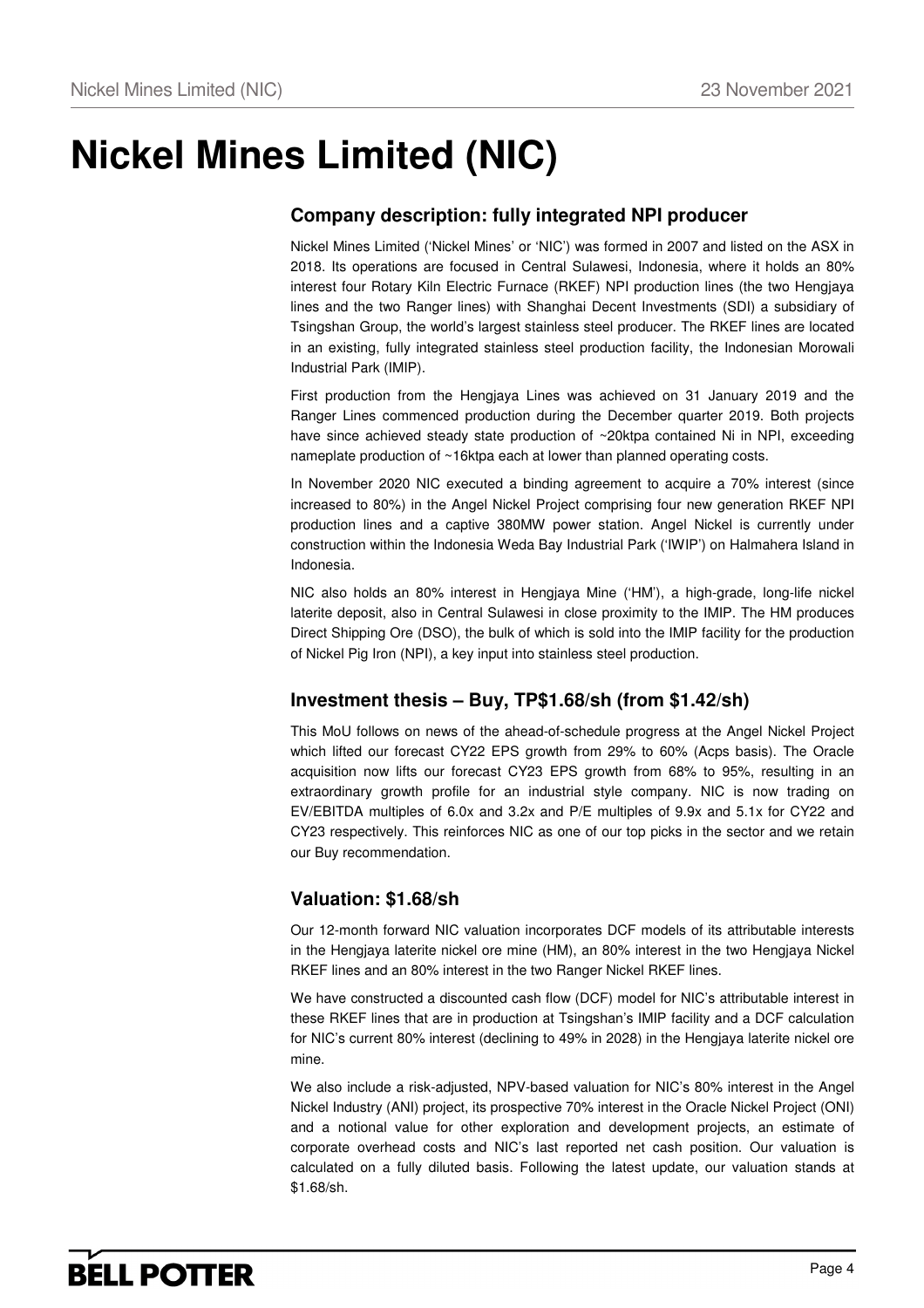# Nickel Mines Limited (NIC)

## Company description: fully integrated NPI producer

Nickel Mines Limited ('Nickel Mines' or 'NIC') was formed in 2007 and listed on the ASX in 2018. Its operations are focused in Central Sulawesi, Indonesia, where it holds an 80% interest four Rotary Kiln Electric Furnace (RKEF) NPI production lines (the two Hengjaya lines and the two Ranger lines) with Shanghai Decent Investments (SDI) a subsidiary of Tsingshan Group, the world's largest stainless steel producer. The RKEF lines are located in an existing, fully integrated stainless steel production facility, the Indonesian Morowali Industrial Park (IMIP).

First production from the Hengjaya Lines was achieved on 31 January 2019 and the Ranger Lines commenced production during the December quarter 2019. Both projects have since achieved steady state production of ~20ktpa contained Ni in NPI, exceeding nameplate production of ~16ktpa each at lower than planned operating costs.

In November 2020 NIC executed a binding agreement to acquire a 70% interest (since increased to 80%) in the Angel Nickel Project comprising four new generation RKEF NPI production lines and a captive 380MW power station. Angel Nickel is currently under construction within the Indonesia Weda Bay Industrial Park ('IWIP') on Halmahera Island in Indonesia.

NIC also holds an 80% interest in Hengjaya Mine ('HM'), a high-grade, long-life nickel laterite deposit, also in Central Sulawesi in close proximity to the IMIP. The HM produces Direct Shipping Ore (DSO), the bulk of which is sold into the IMIP facility for the production of Nickel Pig Iron (NPI), a key input into stainless steel production.

## Investment thesis – Buy, TP$1.68/sh (from $1.42/sh)

This MoU follows on news of the ahead-of-schedule progress at the Angel Nickel Project which lifted our forecast CY22 EPS growth from 29% to 60% (Acps basis). The Oracle acquisition now lifts our forecast CY23 EPS growth from 68% to 95%, resulting in an extraordinary growth profile for an industrial style company. NIC is now trading on EV/EBITDA multiples of 6.0x and 3.2x and P/E multiples of 9.9x and 5.1x for CY22 and CY23 respectively. This reinforces NIC as one of our top picks in the sector and we retain our Buy recommendation.

## Valuation: $1.68/sh

Our 12-month forward NIC valuation incorporates DCF models of its attributable interests in the Hengjaya laterite nickel ore mine (HM), an 80% interest in the two Hengjaya Nickel RKEF lines and an 80% interest in the two Ranger Nickel RKEF lines.

We have constructed a discounted cash flow (DCF) model for NIC's attributable interest in these RKEF lines that are in production at Tsingshan's IMIP facility and a DCF calculation for NIC's current 80% interest (declining to 49% in 2028) in the Hengjaya laterite nickel ore mine.

We also include a risk-adjusted, NPV-based valuation for NIC's 80% interest in the Angel Nickel Industry (ANI) project, its prospective 70% interest in the Oracle Nickel Project (ONI) and a notional value for other exploration and development projects, an estimate of corporate overhead costs and NIC's last reported net cash position. Our valuation is calculated on a fully diluted basis. Following the latest update, our valuation stands at $1.68/sh.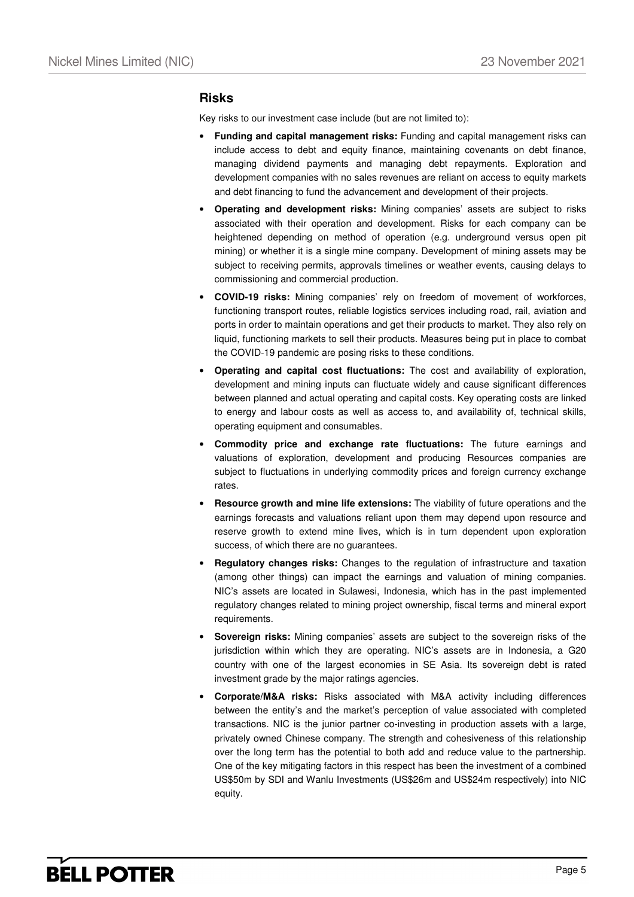## Risks

Key risks to our investment case include (but are not limited to):

- **Funding and capital management risks:** Funding and capital management risks can include access to debt and equity finance, maintaining covenants on debt finance, managing dividend payments and managing debt repayments. Exploration and development companies with no sales revenues are reliant on access to equity markets and debt financing to fund the advancement and development of their projects.
- **Operating and development risks:** Mining companies' assets are subject to risks associated with their operation and development. Risks for each company can be heightened depending on method of operation (e.g. underground versus open pit mining) or whether it is a single mine company. Development of mining assets may be subject to receiving permits, approvals timelines or weather events, causing delays to commissioning and commercial production.
- **COVID-19 risks:** Mining companies' rely on freedom of movement of workforces, functioning transport routes, reliable logistics services including road, rail, aviation and ports in order to maintain operations and get their products to market. They also rely on liquid, functioning markets to sell their products. Measures being put in place to combat the COVID-19 pandemic are posing risks to these conditions.
- **Operating and capital cost fluctuations:** The cost and availability of exploration, development and mining inputs can fluctuate widely and cause significant differences between planned and actual operating and capital costs. Key operating costs are linked to energy and labour costs as well as access to, and availability of, technical skills, operating equipment and consumables.
- **Commodity price and exchange rate fluctuations:** The future earnings and valuations of exploration, development and producing Resources companies are subject to fluctuations in underlying commodity prices and foreign currency exchange rates.
- **Resource growth and mine life extensions:** The viability of future operations and the earnings forecasts and valuations reliant upon them may depend upon resource and reserve growth to extend mine lives, which is in turn dependent upon exploration success, of which there are no guarantees.
- **Regulatory changes risks:** Changes to the regulation of infrastructure and taxation (among other things) can impact the earnings and valuation of mining companies. NIC's assets are located in Sulawesi, Indonesia, which has in the past implemented regulatory changes related to mining project ownership, fiscal terms and mineral export requirements.
- **Sovereign risks:** Mining companies' assets are subject to the sovereign risks of the jurisdiction within which they are operating. NIC's assets are in Indonesia, a G20 country with one of the largest economies in SE Asia. Its sovereign debt is rated investment grade by the major ratings agencies.
- **Corporate/M&A risks:** Risks associated with M&A activity including differences between the entity's and the market's perception of value associated with completed transactions. NIC is the junior partner co-investing in production assets with a large, privately owned Chinese company. The strength and cohesiveness of this relationship over the long term has the potential to both add and reduce value to the partnership. One of the key mitigating factors in this respect has been the investment of a combined US$50m by SDI and Wanlu Investments (US$26m and US$24m respectively) into NIC equity.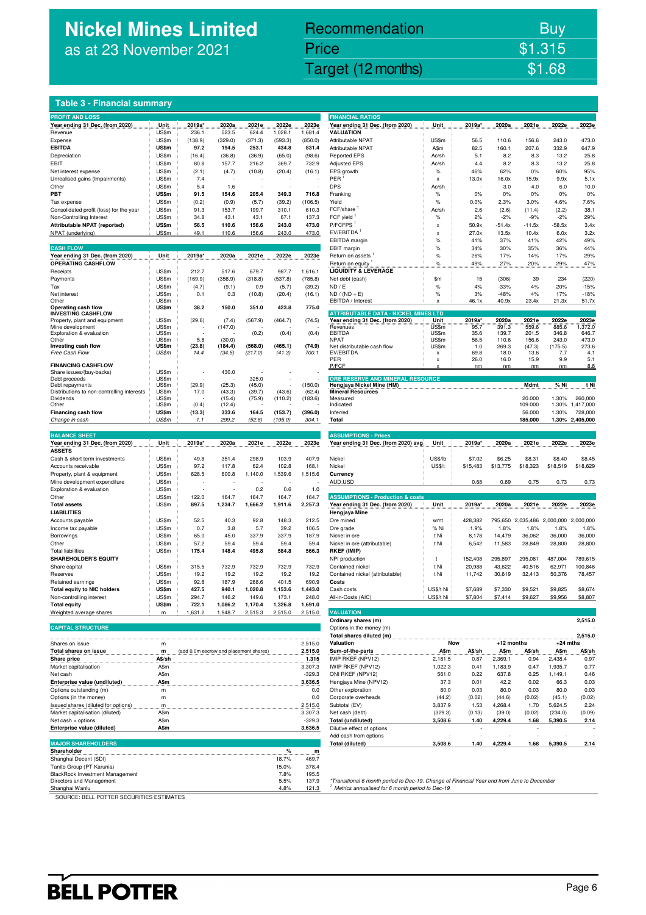# Nickel Mines Limited
as at 23 November 2021

| Recommendation | Buy |
|---|---|
| Price | $1.315 |
| Target (12 months) | $1.68 |

## Table 3 - Financial summary

**PROFIT AND LOSS**

| Year ending 31 Dec. (from 2020) | Unit | 2019a* | 2020a | 2021e | 2022e | 2023e |
|---|---|---|---|---|---|---|
| Revenue | US$m | 236.1 | 523.5 | 624.4 | 1,028.1 | 1,681.4 |
| Expense | US$m | (138.9) | (329.0) | (371.3) | (593.3) | (850.0) |
| **EBITDA** | **US$m** | **97.2** | **194.5** | **253.1** | **434.8** | **831.4** |
| Depreciation | US$m | (16.4) | (36.8) | (36.9) | (65.0) | (98.6) |
| EBIT | US$m | 80.8 | 157.7 | 216.2 | 369.7 | 732.9 |
| Net interest expense | US$m | (2.1) | (4.7) | (10.8) | (20.4) | (16.1) |
| Unrealised gains (Impairments) | US$m | 7.4 | - | - | - | - |
| Other | US$m | 5.4 | 1.6 | - | - | - |
| **PBT** | **US$m** | **91.5** | **154.6** | **205.4** | **349.3** | **716.8** |
| Tax expense | US$m | (0.2) | (0.9) | (5.7) | (39.2) | (106.5) |
| Consolidated profit (loss) for the year | US$m | 91.3 | 153.7 | 199.7 | 310.1 | 610.3 |
| Non-Controlling Interest | US$m | 34.8 | 43.1 | 43.1 | 67.1 | 137.3 |
| **Attributable NPAT (reported)** | **US$m** | **56.5** | **110.6** | **156.6** | **243.0** | **473.0** |
| NPAT (underlying) | US$m | 49.1 | 110.6 | 156.6 | 243.0 | 473.0 |

**CASH FLOW**

| Year ending 31 Dec. (from 2020) | Unit | 2019a* | 2020a | 2021e | 2022e | 2023e |
|---|---|---|---|---|---|---|
| **OPERATING CASHFLOW** | | | | | | |
| Receipts | US$m | 212.7 | 517.6 | 679.7 | 987.7 | 1,616.1 |
| Payments | US$m | (169.9) | (358.9) | (318.8) | (537.8) | (785.8) |
| Tax | US$m | (4.7) | (9.1) | 0.9 | (5.7) | (39.2) |
| Net interest | US$m | 0.1 | 0.3 | (10.8) | (20.4) | (16.1) |
| Other | US$m | - | - | - | - | - |
| **Operating cash flow** | **US$m** | **38.2** | **150.0** | **351.0** | **423.8** | **775.0** |
| **INVESTING CASHFLOW** | | | | | | |
| Property, plant and equipment | US$m | (29.6) | (7.4) | (567.9) | (464.7) | (74.5) |
| Mine development | US$m | - | (147.0) | - | - | - |
| Exploration & evaluation | US$m | - | - | (0.2) | (0.4) | (0.4) |
| Other | US$m | 5.8 | (30.0) | - | - | - |
| **Investing cash flow** | **US$m** | **(23.8)** | **(184.4)** | **(568.0)** | **(465.1)** | **(74.9)** |
| *Free Cash Flow* | *US$m* | *14.4* | *(34.5)* | *(217.0)* | *(41.3)* | *700.1* |
| **FINANCING CASHFLOW** | | | | | | |
| Share issues/(buy-backs) | US$m | - | 430.0 | - | - | - |
| Debt proceeds | US$m | - | - | 325.0 | - | - |
| Debt repayments | US$m | (29.9) | (25.3) | (45.0) | - | (150.0) |
| Distributions to non-controlling interests | US$m | 17.0 | (43.3) | (39.7) | (43.6) | (62.4) |
| Dividends | US$m | - | (15.4) | (75.9) | (110.2) | (183.6) |
| Other | US$m | (0.4) | (12.4) | - | - | - |
| **Financing cash flow** | **US$m** | **(13.3)** | **333.6** | **164.5** | **(153.7)** | **(396.0)** |
| *Change in cash* | *US$m* | *1.1* | *299.2* | *(52.6)* | *(195.0)* | *304.1* |

**BALANCE SHEET**

| Year ending 31 Dec. (from 2020) | Unit | 2019a* | 2020a | 2021e | 2022e | 2023e |
|---|---|---|---|---|---|---|
| **ASSETS** | | | | | | |
| Cash & short term investments | US$m | 49.8 | 351.4 | 298.9 | 103.9 | 407.9 |
| Accounts receivable | US$m | 97.2 | 117.8 | 62.4 | 102.8 | 168.1 |
| Property, plant & equipment | US$m | 628.5 | 600.8 | 1,140.0 | 1,539.6 | 1,515.6 |
| Mine development expenditure | US$m | - | - | - | - | - |
| Exploration & evaluation | US$m | - | - | 0.2 | 0.6 | 1.0 |
| Other | US$m | 122.0 | 164.7 | 164.7 | 164.7 | 164.7 |
| **Total assets** | **US$m** | **897.5** | **1,234.7** | **1,666.2** | **1,911.6** | **2,257.3** |
| **LIABILITIES** | | | | | | |
| Accounts payable | US$m | 52.5 | 40.3 | 92.8 | 148.3 | 212.5 |
| Income tax payable | US$m | 0.7 | 3.8 | 5.7 | 39.2 | 106.5 |
| Borrowings | US$m | 65.0 | 45.0 | 337.9 | 337.9 | 187.9 |
| Other | US$m | 57.2 | 59.4 | 59.4 | 59.4 | 59.4 |
| Total liabilities | US$m | 175.4 | 148.4 | 495.8 | 584.8 | 566.3 |
| **SHAREHOLDER'S EQUITY** | | | | | | |
| Share capital | US$m | 315.5 | 732.9 | 732.9 | 732.9 | 732.9 |
| Reserves | US$m | 19.2 | 19.2 | 19.2 | 19.2 | 19.2 |
| Retained earnings | US$m | 92.8 | 187.9 | 268.6 | 401.5 | 690.9 |
| **Total equity to NIC holders** | **US$m** | **427.5** | **940.1** | **1,020.8** | **1,153.6** | **1,443.0** |
| Non-controlling interest | US$m | 294.7 | 146.2 | 149.6 | 173.1 | 248.0 |
| **Total equity** | **US$m** | **722.1** | **1,086.2** | **1,170.4** | **1,326.8** | **1,691.0** |
| Weighted average shares | m | 1,631.2 | 1,948.7 | 2,515.3 | 2,515.0 | 2,515.0 |

**CAPITAL STRUCTURE**

| | | | |
|---|---|---|---|
| Shares on issue | m | | 2,515.0 |
| **Total shares on issue** | **m** | (add 0.0m escrow and placement shares) | **2,515.0** |
| **Share price** | **A$/sh** | | **1.315** |
| Market capitalisation | A$m | | 3,307.3 |
| Net cash | A$m | | -329.3 |
| **Enterprise value (undiluted)** | **A$m** | | **3,636.5** |
| Options outstanding (m) | m | | 0.0 |
| Options (in the money) | m | | 0.0 |
| Issued shares (diluted for options) | m | | 2,515.0 |
| Market capitalisation (diluted) | A$m | | 3,307.3 |
| Net cash + options | A$m | | -329.3 |
| **Enterprise value (diluted)** | **A$m** | | **3,636.5** |

**MAJOR SHAREHOLDERS**

| Shareholder | % | m |
|---|---|---|
| Shanghai Decent (SDI) | 18.7% | 469.7 |
| Tanito Group (PT Karunia) | 15.0% | 378.4 |
| BlackRock Investment Management | 7.8% | 195.5 |
| Directors and Management | 5.5% | 137.9 |
| Shanghai Wanlu | 4.8% | 121.3 |

**FINANCIAL RATIOS**

| Year ending 31 Dec. (from 2020) | Unit | 2019a* | 2020a | 2021e | 2022e | 2023e |
|---|---|---|---|---|---|---|
| **VALUATION** | | | | | | |
| Attributable NPAT | US$m | 56.5 | 110.6 | 156.6 | 243.0 | 473.0 |
| Attributable NPAT | A$m | 82.5 | 160.1 | 207.6 | 332.9 | 647.9 |
| Reported EPS | Ac/sh | 5.1 | 8.2 | 8.3 | 13.2 | 25.8 |
| Adjusted EPS | Ac/sh | 4.4 | 8.2 | 8.3 | 13.2 | 25.8 |
| EPS growth | % | 46% | 62% | 0% | 60% | 95% |
| PER [1] | x | 13.0x | 16.0x | 15.9x | 9.9x | 5.1x |
| DPS | Ac/sh | - | 3.0 | 4.0 | 6.0 | 10.0 |
| Franking | % | 0% | 0% | 0% | 0% | 0% |
| Yield | % | 0.0% | 2.3% | 3.0% | 4.6% | 7.6% |
| FCF/share [1] | Ac/sh | 2.6 | (2.6) | (11.4) | (2.2) | 38.1 |
| FCF yield [1] | % | 2% | -2% | -9% | -2% | 29% |
| P/FCFPS [1] | x | 50.9x | -51.4x | -11.5x | -58.5x | 3.4x |
| EV/EBITDA [1] | x | 27.0x | 13.5x | 10.4x | 6.0x | 3.2x |
| EBITDA margin | % | 41% | 37% | 41% | 42% | 49% |
| EBIT margin | % | 34% | 30% | 35% | 36% | 44% |
| Return on assets [1] | % | 26% | 17% | 14% | 17% | 29% |
| Return on equity [1] | % | 49% | 27% | 20% | 29% | 47% |
| **LIQUIDITY & LEVERAGE** | | | | | | |
| Net debt (cash) | $m | 15 | (306) | 39 | 234 | (220) |
| ND / E | % | 4% | -33% | 4% | 20% | -15% |
| ND / (ND + E) | % | 3% | -48% | 4% | 17% | -18% |
| EBITDA / Interest | x | 46.1x | 40.9x | 23.4x | 21.3x | 51.7x |

**ATTRIBUTABLE DATA - NICKEL MINES LTD**

| Year ending 31 Dec. (from 2020) | Unit | 2019a* | 2020a | 2021e | 2022e | 2023e |
|---|---|---|---|---|---|---|
| Revenues | US$m | 95.7 | 391.3 | 559.6 | 885.6 | 1,372.0 |
| EBITDA | US$m | 35.6 | 139.7 | 201.5 | 346.8 | 646.7 |
| NPAT | US$m | 56.5 | 110.6 | 156.6 | 243.0 | 473.0 |
| Net distributable cash flow | US$m | 1.0 | 269.3 | (47.3) | (175.5) | 273.6 |
| EV/EBITDA | x | 69.8 | 18.0 | 13.6 | 7.7 | 4.1 |
| PER | x | 26.0 | 16.0 | 15.9 | 9.9 | 5.1 |
| P/FCF | x | nm | nm | nm | nm | 8.8 |

**ORE RESERVE AND MINERAL RESOURCE**

| Hengjaya Nickel Mine (HM) | Mdmt | % Ni | t Ni |
|---|---|---|---|
| **Mineral Resources** | | | |
| Measured | 20.000 | 1.30% | 260,000 |
| Indicated | 109.000 | 1.30% | 1,417,000 |
| Inferred | 56.000 | 1.30% | 728,000 |
| **Total** | 185.000 | 1.30% | 2,405,000 |

**ASSUMPTIONS - Prices**

| Year ending 31 Dec. (from 2020) avg | Unit | 2019a* | 2020a | 2021e | 2022e | 2023e |
|---|---|---|---|---|---|---|
| Nickel | US$/lb | $7.02 | $6.25 | $8.31 | $8.40 | $8.45 |
| Nickel | US$/t | $15,483 | $13,775 | $18,323 | $18,519 | $18,629 |
| **Currency** | | | | | | |
| AUD:USD | | 0.68 | 0.69 | 0.75 | 0.73 | 0.73 |

**ASSUMPTIONS - Production & costs**

| Year ending 31 Dec. (from 2020) | Unit | 2019a* | 2020a | 2021e | 2022e | 2023e |
|---|---|---|---|---|---|---|
| **Hengjaya Mine** | | | | | | |
| Ore mined | wmt | 428,382 | 795,650 | 2,035,486 | 2,000,000 | 2,000,000 |
| Ore grade | % Ni | 1.9% | 1.8% | 1.8% | 1.8% | 1.8% |
| Nickel in ore | t Ni | 8,178 | 14,479 | 36,062 | 36,000 | 36,000 |
| Nickel in ore (attributable) | t Ni | 6,542 | 11,583 | 28,849 | 28,800 | 28,800 |
| **RKEF (IMIP)** | | | | | | |
| NPI production | t | 152,408 | 295,897 | 295,081 | 487,004 | 789,615 |
| Contained nickel | t Ni | 20,988 | 43,622 | 40,516 | 62,971 | 100,846 |
| Contained nickel (attributable) | t Ni | 11,742 | 30,619 | 32,413 | 50,376 | 78,457 |
| **Costs** | | | | | | |
| Cash costs | US$/t Ni | $7,689 | $7,330 | $9,521 | $9,825 | $8,674 |
| All-in-Costs (AIC) | US$/t Ni | $7,804 | $7,414 | $9,627 | $9,956 | $8,807 |

**VALUATION**

| | | | | | | |
|---|---|---|---|---|---|---|
| Ordinary shares (m) | | | | | | 2,515.0 |
| Options in the money (m) | | | | | | - |
| Total shares diluted (m) | | | | | | 2,515.0 |
| **Valuation** | Now | | +12 months | | +24 mths | |
| **Sum-of-the-parts** | **A$m** | **A$/sh** | **A$m** | **A$/sh** | **A$m** | **A$/sh** |
| IMIP RKEF (NPV12) | 2,181.5 | 0.87 | 2,369.1 | 0.94 | 2,438.4 | 0.97 |
| IWIP RKEF (NPV12) | 1,022.3 | 0.41 | 1,183.9 | 0.47 | 1,935.7 | 0.77 |
| ONI RKEF (NPV12) | 561.0 | 0.22 | 637.8 | 0.25 | 1,149.1 | 0.46 |
| Hengjaya Mine (NPV12) | 37.3 | 0.01 | 42.2 | 0.02 | 66.3 | 0.03 |
| Other exploration | 80.0 | 0.03 | 80.0 | 0.03 | 80.0 | 0.03 |
| Corporate overheads | (44.2) | (0.02) | (44.6) | (0.02) | (45.1) | (0.02) |
| Subtotal (EV) | 3,837.9 | 1.53 | 4,268.4 | 1.70 | 5,624.5 | 2.24 |
| Net cash (debt) | (329.3) | (0.13) | (39.0) | (0.02) | (234.0) | (0.09) |
| **Total (undiluted)** | **3,508.6** | **1.40** | **4,229.4** | **1.68** | **5,390.5** | **2.14** |
| Dilutive effect of options | | - | | - | | - |
| Add cash from options | - | - | - | - | - | - |
| **Total (diluted)** | **3,508.6** | **1.40** | **4,229.4** | **1.68** | **5,390.5** | **2.14** |

*Transitional 6 month period to Dec-19. Change of Financial Year end from June to December

[1] Metrics annualised for 6 month period to Dec-19

SOURCE: BELL POTTER SECURITIES ESTIMATES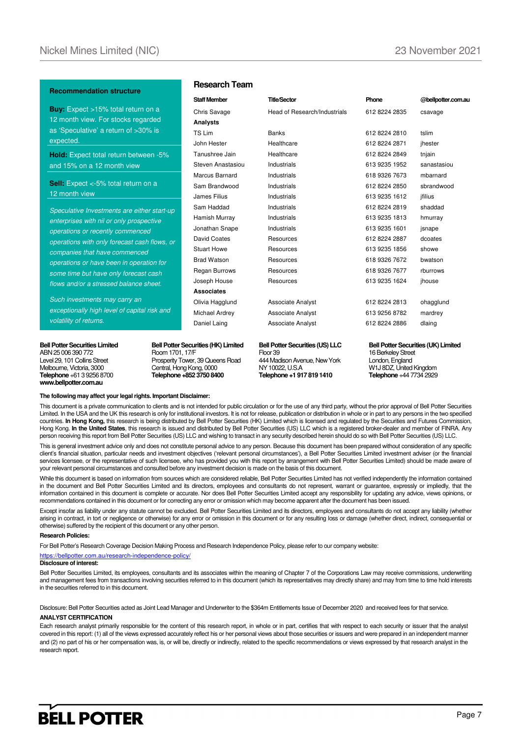**Recommendation structure**

**Buy:** Expect >15% total return on a 12 month view. For stocks regarded as 'Speculative' a return of >30% is expected.

**Hold:** Expect total return between -5% and 15% on a 12 month view

**Sell:** Expect <-5% total return on a 12 month view

*Speculative Investments are either start-up enterprises with nil or only prospective operations or recently commenced operations with only forecast cash flows, or companies that have commenced operations or have been in operation for some time but have only forecast cash flows and/or a stressed balance sheet.*

*Such investments may carry an exceptionally high level of capital risk and volatility of returns.*

## Research Team

| Staff Member | Title/Sector | Phone | @bellpotter.com.au |
|---|---|---|---|
| Chris Savage | Head of Research/Industrials | 612 8224 2835 | csavage |
| **Analysts** | | | |
| TS Lim | Banks | 612 8224 2810 | tslim |
| John Hester | Healthcare | 612 8224 2871 | jhester |
| Tanushree Jain | Healthcare | 612 8224 2849 | tnjain |
| Steven Anastasiou | Industrials | 613 9235 1952 | sanastasiou |
| Marcus Barnard | Industrials | 618 9326 7673 | mbarnard |
| Sam Brandwood | Industrials | 612 8224 2850 | sbrandwood |
| James Filius | Industrials | 613 9235 1612 | jfilius |
| Sam Haddad | Industrials | 612 8224 2819 | shaddad |
| Hamish Murray | Industrials | 613 9235 1813 | hmurray |
| Jonathan Snape | Industrials | 613 9235 1601 | jsnape |
| David Coates | Resources | 612 8224 2887 | dcoates |
| Stuart Howe | Resources | 613 9235 1856 | showe |
| Brad Watson | Resources | 618 9326 7672 | bwatson |
| Regan Burrows | Resources | 618 9326 7677 | rburrows |
| Joseph House | Resources | 613 9235 1624 | jhouse |
| **Associates** | | | |
| Olivia Hagglund | Associate Analyst | 612 8224 2813 | ohagglund |
| Michael Ardrey | Associate Analyst | 613 9256 8782 | mardrey |
| Daniel Laing | Associate Analyst | 612 8224 2886 | dlaing |

**Bell Potter Securities Limited**
ABN 25 006 390 772
Level 29, 101 Collins Street
Melbourne, Victoria, 3000
**Telephone** +61 3 9256 8700
**www.bellpotter.com.au**

**Bell Potter Securities (HK) Limited**
Room 1701, 17/F
Prosperity Tower, 39 Queens Road
Central, Hong Kong, 0000
**Telephone +852 3750 8400**

**Bell Potter Securities (US) LLC**
Floor 39
444 Madison Avenue, New York
NY 10022, U.S.A
**Telephone +1 917 819 1410**

**Bell Potter Securities (UK) Limited**
16 Berkeley Street
London, England
W1J 8DZ, United Kingdom
**Telephone** +44 7734 2929

**The following may affect your legal rights. Important Disclaimer:**

This document is a private communication to clients and is not intended for public circulation or for the use of any third party, without the prior approval of Bell Potter Securities Limited. In the USA and the UK this research is only for institutional investors. It is not for release, publication or distribution in whole or in part to any persons in the two specified countries. **In Hong Kong,** this research is being distributed by Bell Potter Securities (HK) Limited which is licensed and regulated by the Securities and Futures Commission, Hong Kong. **In the United States**, this research is issued and distributed by Bell Potter Securities (US) LLC which is a registered broker-dealer and member of FINRA. Any person receiving this report from Bell Potter Securities (US) LLC and wishing to transact in any security described herein should do so with Bell Potter Securities (US) LLC.

This is general investment advice only and does not constitute personal advice to any person. Because this document has been prepared without consideration of any specific client's financial situation, particular needs and investment objectives ('relevant personal circumstances'), a Bell Potter Securities Limited investment adviser (or the financial services licensee, or the representative of such licensee, who has provided you with this report by arrangement with Bell Potter Securities Limited) should be made aware of your relevant personal circumstances and consulted before any investment decision is made on the basis of this document.

While this document is based on information from sources which are considered reliable, Bell Potter Securities Limited has not verified independently the information contained in the document and Bell Potter Securities Limited and its directors, employees and consultants do not represent, warrant or guarantee, expressly or impliedly, that the information contained in this document is complete or accurate. Nor does Bell Potter Securities Limited accept any responsibility for updating any advice, views opinions, or recommendations contained in this document or for correcting any error or omission which may become apparent after the document has been issued.

Except insofar as liability under any statute cannot be excluded. Bell Potter Securities Limited and its directors, employees and consultants do not accept any liability (whether arising in contract, in tort or negligence or otherwise) for any error or omission in this document or for any resulting loss or damage (whether direct, indirect, consequential or otherwise) suffered by the recipient of this document or any other person.

**Research Policies:**

For Bell Potter's Research Coverage Decision Making Process and Research Independence Policy, please refer to our company website:

https://bellpotter.com.au/research-independence-policy/

**Disclosure of interest:**

Bell Potter Securities Limited, its employees, consultants and its associates within the meaning of Chapter 7 of the Corporations Law may receive commissions, underwriting and management fees from transactions involving securities referred to in this document (which its representatives may directly share) and may from time to time hold interests in the securities referred to in this document.

Disclosure: Bell Potter Securities acted as Joint Lead Manager and Underwriter to the $364m Entitlements Issue of December 2020 and received fees for that service.

**ANALYST CERTIFICATION**

Each research analyst primarily responsible for the content of this research report, in whole or in part, certifies that with respect to each security or issuer that the analyst covered in this report: (1) all of the views expressed accurately reflect his or her personal views about those securities or issuers and were prepared in an independent manner and (2) no part of his or her compensation was, is, or will be, directly or indirectly, related to the specific recommendations or views expressed by that research analyst in the research report.